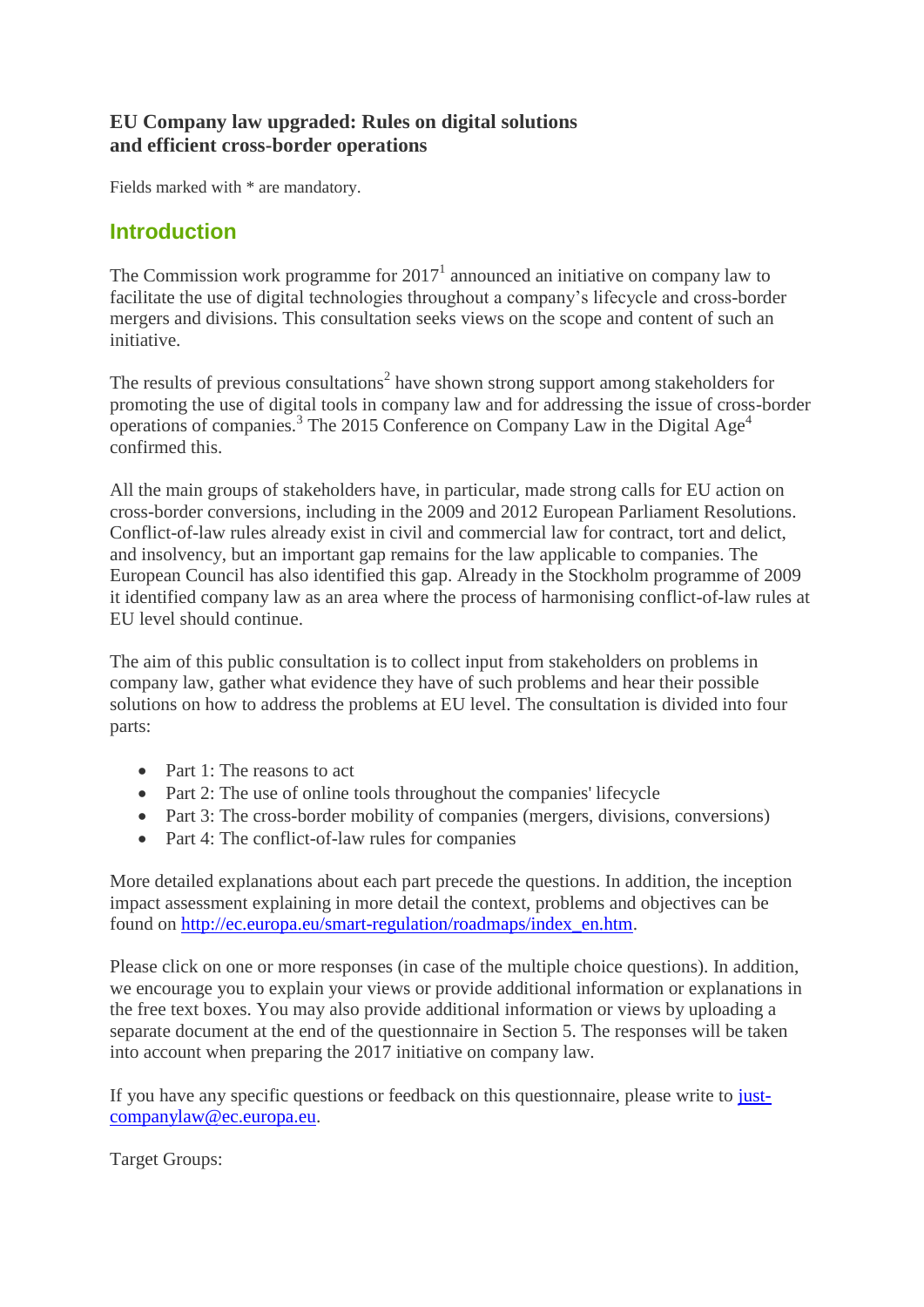**EU Company law upgraded: Rules on digital solutions and efficient cross-border operations**

Fields marked with * are mandatory.

## Introduction

The Commission work programme for 2017[1] announced an initiative on company law to facilitate the use of digital technologies throughout a company's lifecycle and cross-border mergers and divisions. This consultation seeks views on the scope and content of such an initiative.

The results of previous consultations[2] have shown strong support among stakeholders for promoting the use of digital tools in company law and for addressing the issue of cross-border operations of companies.[3] The 2015 Conference on Company Law in the Digital Age[4] confirmed this.

All the main groups of stakeholders have, in particular, made strong calls for EU action on cross-border conversions, including in the 2009 and 2012 European Parliament Resolutions. Conflict-of-law rules already exist in civil and commercial law for contract, tort and delict, and insolvency, but an important gap remains for the law applicable to companies. The European Council has also identified this gap. Already in the Stockholm programme of 2009 it identified company law as an area where the process of harmonising conflict-of-law rules at EU level should continue.

The aim of this public consultation is to collect input from stakeholders on problems in company law, gather what evidence they have of such problems and hear their possible solutions on how to address the problems at EU level. The consultation is divided into four parts:

- Part 1: The reasons to act
- Part 2: The use of online tools throughout the companies' lifecycle
- Part 3: The cross-border mobility of companies (mergers, divisions, conversions)
- Part 4: The conflict-of-law rules for companies

More detailed explanations about each part precede the questions. In addition, the inception impact assessment explaining in more detail the context, problems and objectives can be found on [http://ec.europa.eu/smart-regulation/roadmaps/index_en.htm](http://ec.europa.eu/smart-regulation/roadmaps/index_en.htm).

Please click on one or more responses (in case of the multiple choice questions). In addition, we encourage you to explain your views or provide additional information or explanations in the free text boxes. You may also provide additional information or views by uploading a separate document at the end of the questionnaire in Section 5. The responses will be taken into account when preparing the 2017 initiative on company law.

If you have any specific questions or feedback on this questionnaire, please write to [just-companylaw@ec.europa.eu](mailto:just-companylaw@ec.europa.eu).

Target Groups: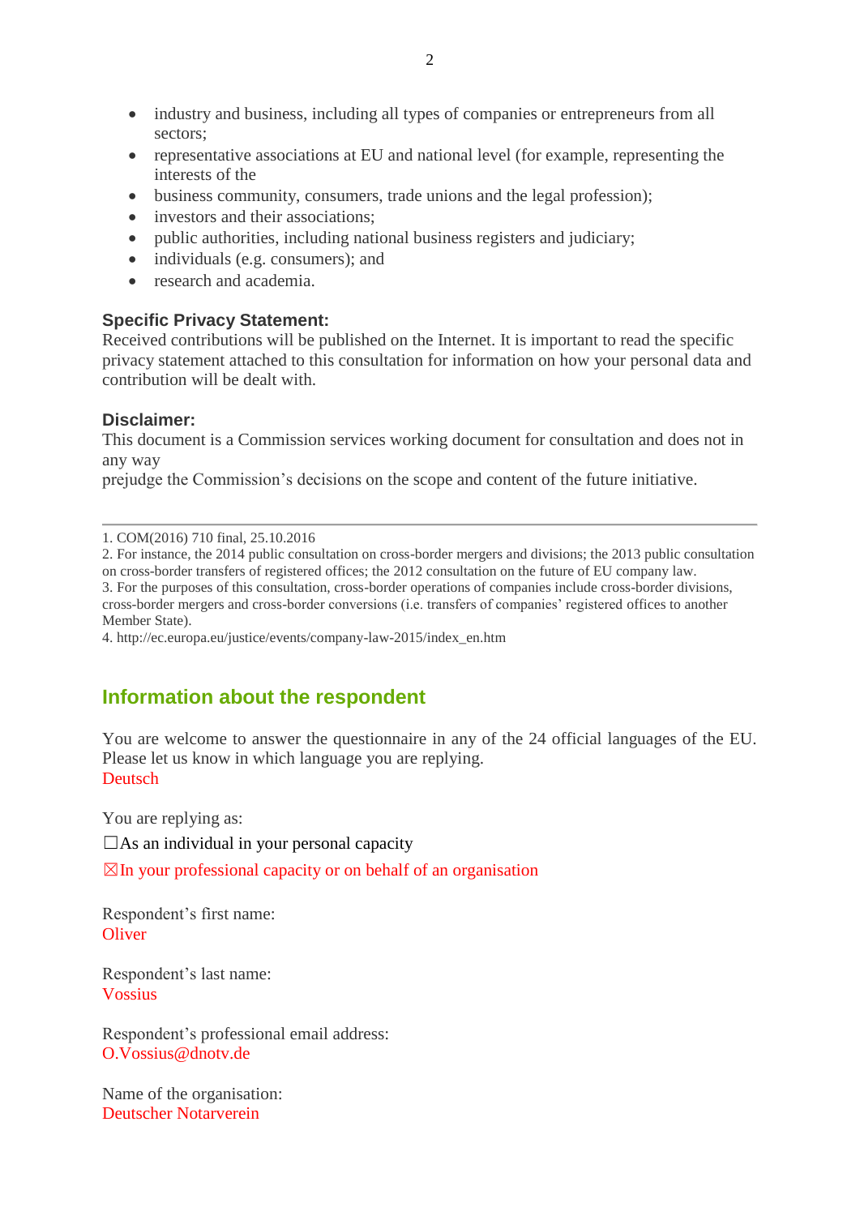- industry and business, including all types of companies or entrepreneurs from all sectors;
- representative associations at EU and national level (for example, representing the interests of the
- business community, consumers, trade unions and the legal profession);
- investors and their associations;
- public authorities, including national business registers and judiciary;
- individuals (e.g. consumers); and
- research and academia.

**Specific Privacy Statement:**
Received contributions will be published on the Internet. It is important to read the specific privacy statement attached to this consultation for information on how your personal data and contribution will be dealt with.

**Disclaimer:**
This document is a Commission services working document for consultation and does not in any way
prejudge the Commission's decisions on the scope and content of the future initiative.

---

1. COM(2016) 710 final, 25.10.2016
2. For instance, the 2014 public consultation on cross-border mergers and divisions; the 2013 public consultation on cross-border transfers of registered offices; the 2012 consultation on the future of EU company law.
3. For the purposes of this consultation, cross-border operations of companies include cross-border divisions, cross-border mergers and cross-border conversions (i.e. transfers of companies' registered offices to another Member State).
4. http://ec.europa.eu/justice/events/company-law-2015/index_en.htm

## Information about the respondent

You are welcome to answer the questionnaire in any of the 24 official languages of the EU. Please let us know in which language you are replying.
Deutsch

You are replying as:

☐As an individual in your personal capacity

☒In your professional capacity or on behalf of an organisation

Respondent's first name:
Oliver

Respondent's last name:
Vossius

Respondent's professional email address:
O.Vossius@dnotv.de

Name of the organisation:
Deutscher Notarverein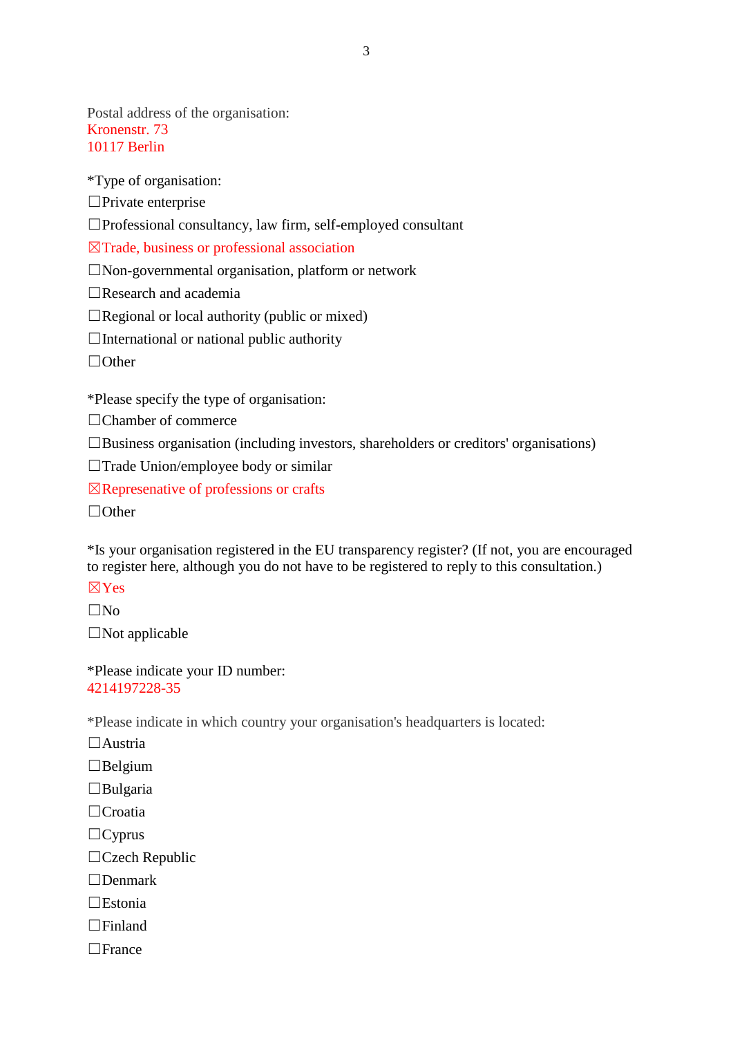Postal address of the organisation:
Kronenstr. 73
10117 Berlin

*Type of organisation:

☐Private enterprise

☐Professional consultancy, law firm, self-employed consultant

☒Trade, business or professional association

☐Non-governmental organisation, platform or network

☐Research and academia

☐Regional or local authority (public or mixed)

☐International or national public authority

☐Other

*Please specify the type of organisation:

☐Chamber of commerce

☐Business organisation (including investors, shareholders or creditors' organisations)

☐Trade Union/employee body or similar

☒Represenative of professions or crafts

☐Other

*Is your organisation registered in the EU transparency register? (If not, you are encouraged to register here, although you do not have to be registered to reply to this consultation.)

☒Yes

☐No

☐Not applicable

*Please indicate your ID number:
4214197228-35

*Please indicate in which country your organisation's headquarters is located:

☐Austria

☐Belgium

☐Bulgaria

☐Croatia

☐Cyprus

☐Czech Republic

☐Denmark

☐Estonia

☐Finland

☐France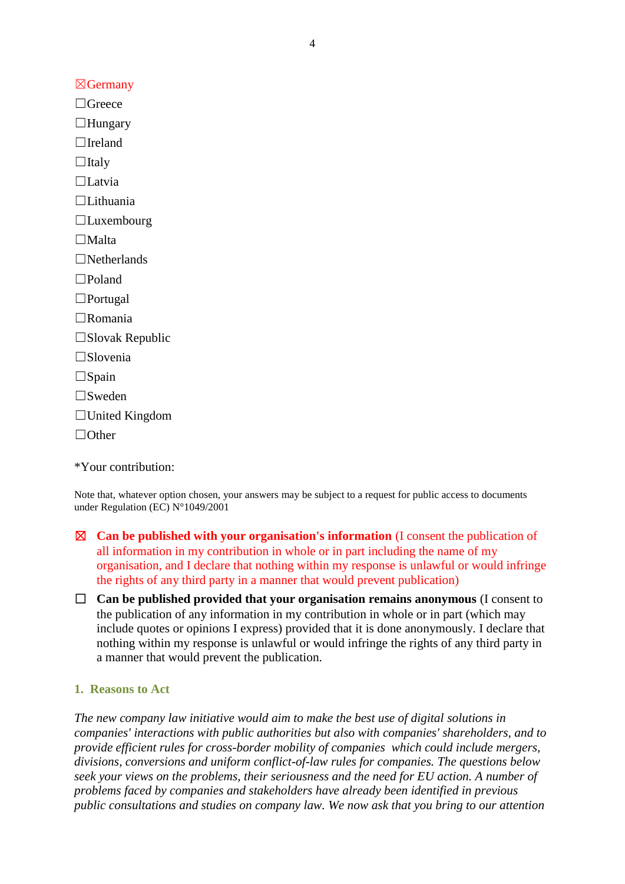☒Germany

☐Greece

☐Hungary

☐Ireland

☐Italy

☐Latvia

☐Lithuania

☐Luxembourg

☐Malta

☐Netherlands

☐Poland

☐Portugal

☐Romania

☐Slovak Republic

☐Slovenia

☐Spain

☐Sweden

☐United Kingdom

☐Other

*Your contribution:

Note that, whatever option chosen, your answers may be subject to a request for public access to documents under Regulation (EC) N°1049/2001

☒ **Can be published with your organisation's information** (I consent the publication of all information in my contribution in whole or in part including the name of my organisation, and I declare that nothing within my response is unlawful or would infringe the rights of any third party in a manner that would prevent publication)

☐ **Can be published provided that your organisation remains anonymous** (I consent to the publication of any information in my contribution in whole or in part (which may include quotes or opinions I express) provided that it is done anonymously. I declare that nothing within my response is unlawful or would infringe the rights of any third party in a manner that would prevent the publication.

## 1. Reasons to Act

*The new company law initiative would aim to make the best use of digital solutions in companies' interactions with public authorities but also with companies' shareholders, and to provide efficient rules for cross-border mobility of companies which could include mergers, divisions, conversions and uniform conflict-of-law rules for companies. The questions below seek your views on the problems, their seriousness and the need for EU action. A number of problems faced by companies and stakeholders have already been identified in previous public consultations and studies on company law. We now ask that you bring to our attention*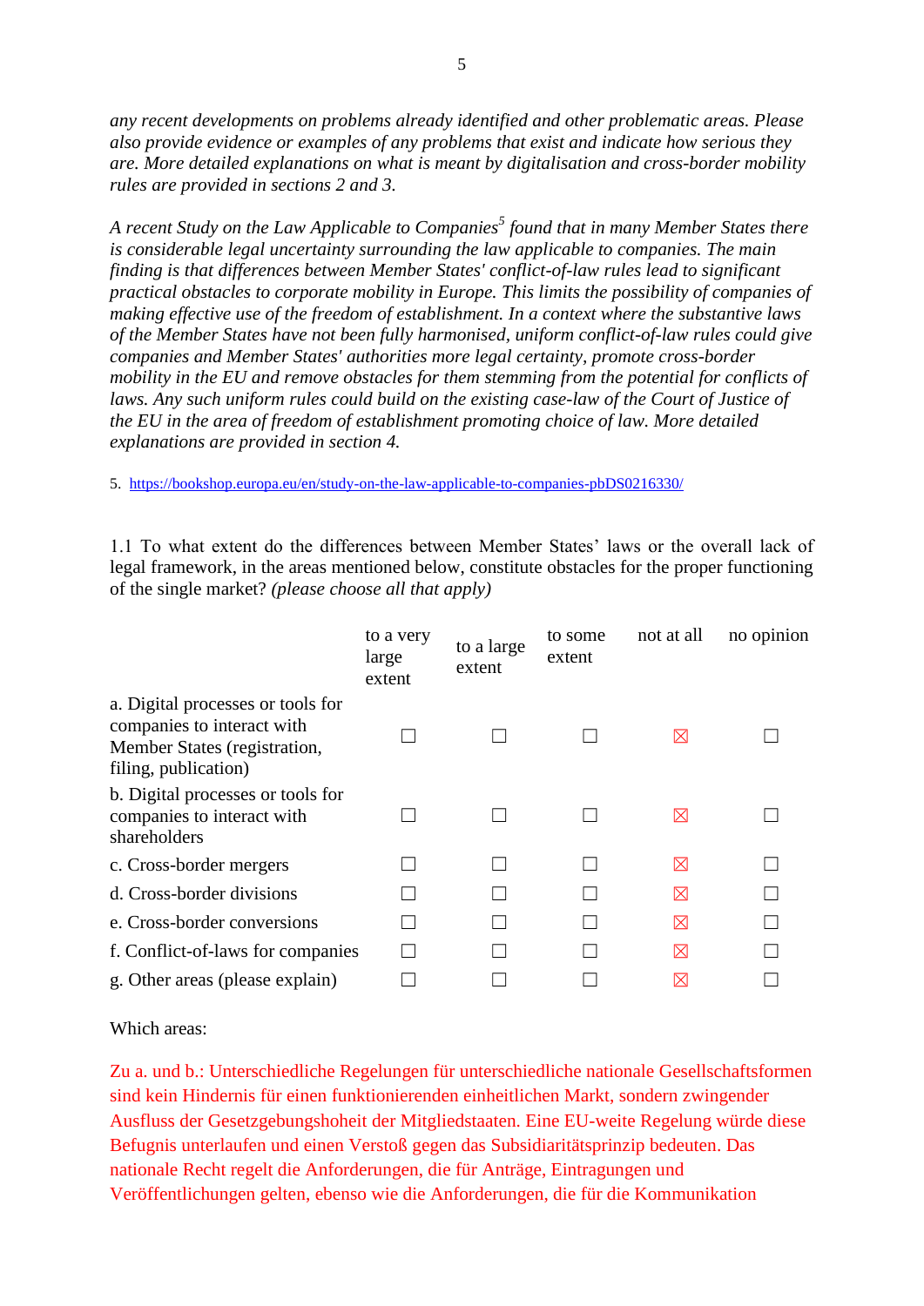*any recent developments on problems already identified and other problematic areas. Please also provide evidence or examples of any problems that exist and indicate how serious they are. More detailed explanations on what is meant by digitalisation and cross-border mobility rules are provided in sections 2 and 3.*

*A recent Study on the Law Applicable to Companies*[5] *found that in many Member States there is considerable legal uncertainty surrounding the law applicable to companies. The main finding is that differences between Member States' conflict-of-law rules lead to significant practical obstacles to corporate mobility in Europe. This limits the possibility of companies of making effective use of the freedom of establishment. In a context where the substantive laws of the Member States have not been fully harmonised, uniform conflict-of-law rules could give companies and Member States' authorities more legal certainty, promote cross-border mobility in the EU and remove obstacles for them stemming from the potential for conflicts of laws. Any such uniform rules could build on the existing case-law of the Court of Justice of the EU in the area of freedom of establishment promoting choice of law. More detailed explanations are provided in section 4.*

5. https://bookshop.europa.eu/en/study-on-the-law-applicable-to-companies-pbDS0216330/

1.1 To what extent do the differences between Member States' laws or the overall lack of legal framework, in the areas mentioned below, constitute obstacles for the proper functioning of the single market? *(please choose all that apply)*

| | to a very large extent | to a large extent | to some extent | not at all | no opinion |
|---|---|---|---|---|---|
| a. Digital processes or tools for companies to interact with Member States (registration, filing, publication) | ☐ | ☐ | ☐ | ☒ | ☐ |
| b. Digital processes or tools for companies to interact with shareholders | ☐ | ☐ | ☐ | ☒ | ☐ |
| c. Cross-border mergers | ☐ | ☐ | ☐ | ☒ | ☐ |
| d. Cross-border divisions | ☐ | ☐ | ☐ | ☒ | ☐ |
| e. Cross-border conversions | ☐ | ☐ | ☐ | ☒ | ☐ |
| f. Conflict-of-laws for companies | ☐ | ☐ | ☐ | ☒ | ☐ |
| g. Other areas (please explain) | ☐ | ☐ | ☐ | ☒ | ☐ |

Which areas:

Zu a. und b.: Unterschiedliche Regelungen für unterschiedliche nationale Gesellschaftsformen sind kein Hindernis für einen funktionierenden einheitlichen Markt, sondern zwingender Ausfluss der Gesetzgebungshoheit der Mitgliedstaaten. Eine EU-weite Regelung würde diese Befugnis unterlaufen und einen Verstoß gegen das Subsidiaritätsprinzip bedeuten. Das nationale Recht regelt die Anforderungen, die für Anträge, Eintragungen und Veröffentlichungen gelten, ebenso wie die Anforderungen, die für die Kommunikation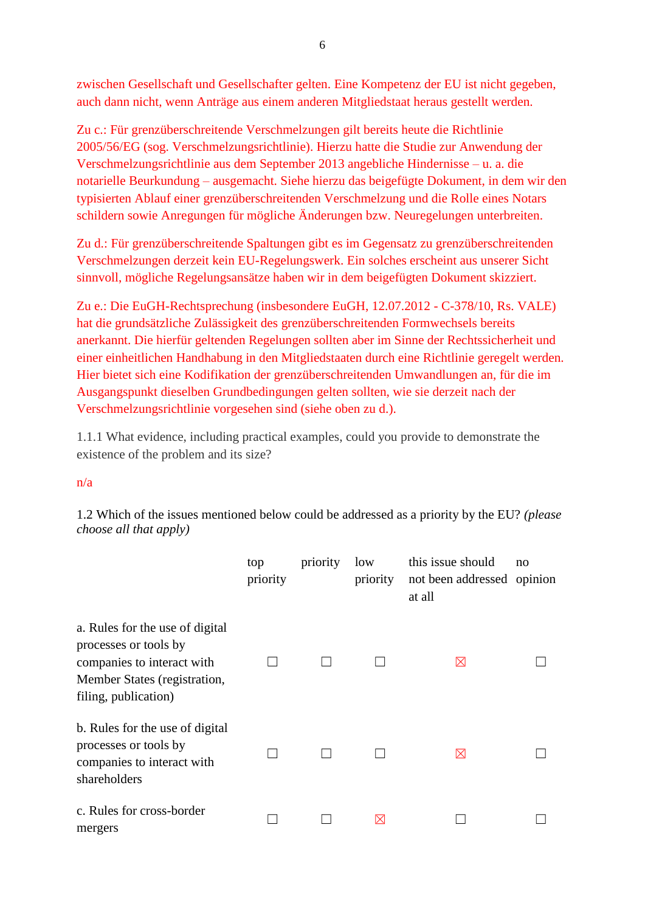zwischen Gesellschaft und Gesellschafter gelten. Eine Kompetenz der EU ist nicht gegeben, auch dann nicht, wenn Anträge aus einem anderen Mitgliedstaat heraus gestellt werden.

Zu c.: Für grenzüberschreitende Verschmelzungen gilt bereits heute die Richtlinie 2005/56/EG (sog. Verschmelzungsrichtlinie). Hierzu hatte die Studie zur Anwendung der Verschmelzungsrichtlinie aus dem September 2013 angebliche Hindernisse – u. a. die notarielle Beurkundung – ausgemacht. Siehe hierzu das beigefügte Dokument, in dem wir den typisierten Ablauf einer grenzüberschreitenden Verschmelzung und die Rolle eines Notars schildern sowie Anregungen für mögliche Änderungen bzw. Neuregelungen unterbreiten.

Zu d.: Für grenzüberschreitende Spaltungen gibt es im Gegensatz zu grenzüberschreitenden Verschmelzungen derzeit kein EU-Regelungswerk. Ein solches erscheint aus unserer Sicht sinnvoll, mögliche Regelungsansätze haben wir in dem beigefügten Dokument skizziert.

Zu e.: Die EuGH-Rechtsprechung (insbesondere EuGH, 12.07.2012 - C-378/10, Rs. VALE) hat die grundsätzliche Zulässigkeit des grenzüberschreitenden Formwechsels bereits anerkannt. Die hierfür geltenden Regelungen sollten aber im Sinne der Rechtssicherheit und einer einheitlichen Handhabung in den Mitgliedstaaten durch eine Richtlinie geregelt werden. Hier bietet sich eine Kodifikation der grenzüberschreitenden Umwandlungen an, für die im Ausgangspunkt dieselben Grundbedingungen gelten sollten, wie sie derzeit nach der Verschmelzungsrichtlinie vorgesehen sind (siehe oben zu d.).

1.1.1 What evidence, including practical examples, could you provide to demonstrate the existence of the problem and its size?

n/a

1.2 Which of the issues mentioned below could be addressed as a priority by the EU? *(please choose all that apply)*

| | top priority | priority | low priority | this issue should not been addressed at all | no opinion |
|---|---|---|---|---|---|
| a. Rules for the use of digital processes or tools by companies to interact with Member States (registration, filing, publication) | ☐ | ☐ | ☐ | ☒ | ☐ |
| b. Rules for the use of digital processes or tools by companies to interact with shareholders | ☐ | ☐ | ☐ | ☒ | ☐ |
| c. Rules for cross-border mergers | ☐ | ☐ | ☒ | ☐ | ☐ |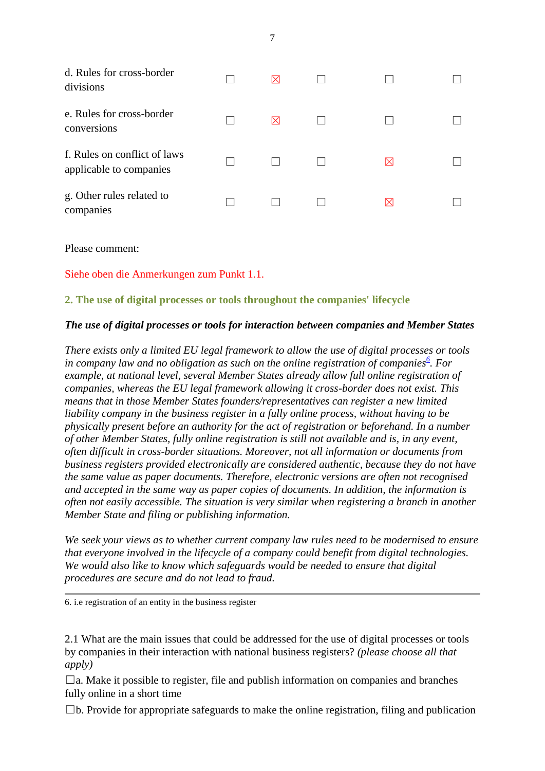| | | | | | |
|---|---|---|---|---|---|
| d. Rules for cross-border divisions | ☐ | ☒ | ☐ | ☐ | ☐ |
| e. Rules for cross-border conversions | ☐ | ☒ | ☐ | ☐ | ☐ |
| f. Rules on conflict of laws applicable to companies | ☐ | ☐ | ☐ | ☒ | ☐ |
| g. Other rules related to companies | ☐ | ☐ | ☐ | ☒ | ☐ |

Please comment:

Siehe oben die Anmerkungen zum Punkt 1.1.

## 2. The use of digital processes or tools throughout the companies' lifecycle

***The use of digital processes or tools for interaction between companies and Member States***

*There exists only a limited EU legal framework to allow the use of digital processes or tools in company law and no obligation as such on the online registration of companies[6]. For example, at national level, several Member States already allow full online registration of companies, whereas the EU legal framework allowing it cross-border does not exist. This means that in those Member States founders/representatives can register a new limited liability company in the business register in a fully online process, without having to be physically present before an authority for the act of registration or beforehand. In a number of other Member States, fully online registration is still not available and is, in any event, often difficult in cross-border situations. Moreover, not all information or documents from business registers provided electronically are considered authentic, because they do not have the same value as paper documents. Therefore, electronic versions are often not recognised and accepted in the same way as paper copies of documents. In addition, the information is often not easily accessible. The situation is very similar when registering a branch in another Member State and filing or publishing information.*

*We seek your views as to whether current company law rules need to be modernised to ensure that everyone involved in the lifecycle of a company could benefit from digital technologies. We would also like to know which safeguards would be needed to ensure that digital procedures are secure and do not lead to fraud.*

---

6. i.e registration of an entity in the business register

2.1 What are the main issues that could be addressed for the use of digital processes or tools by companies in their interaction with national business registers? *(please choose all that apply)*

☐a. Make it possible to register, file and publish information on companies and branches fully online in a short time

☐b. Provide for appropriate safeguards to make the online registration, filing and publication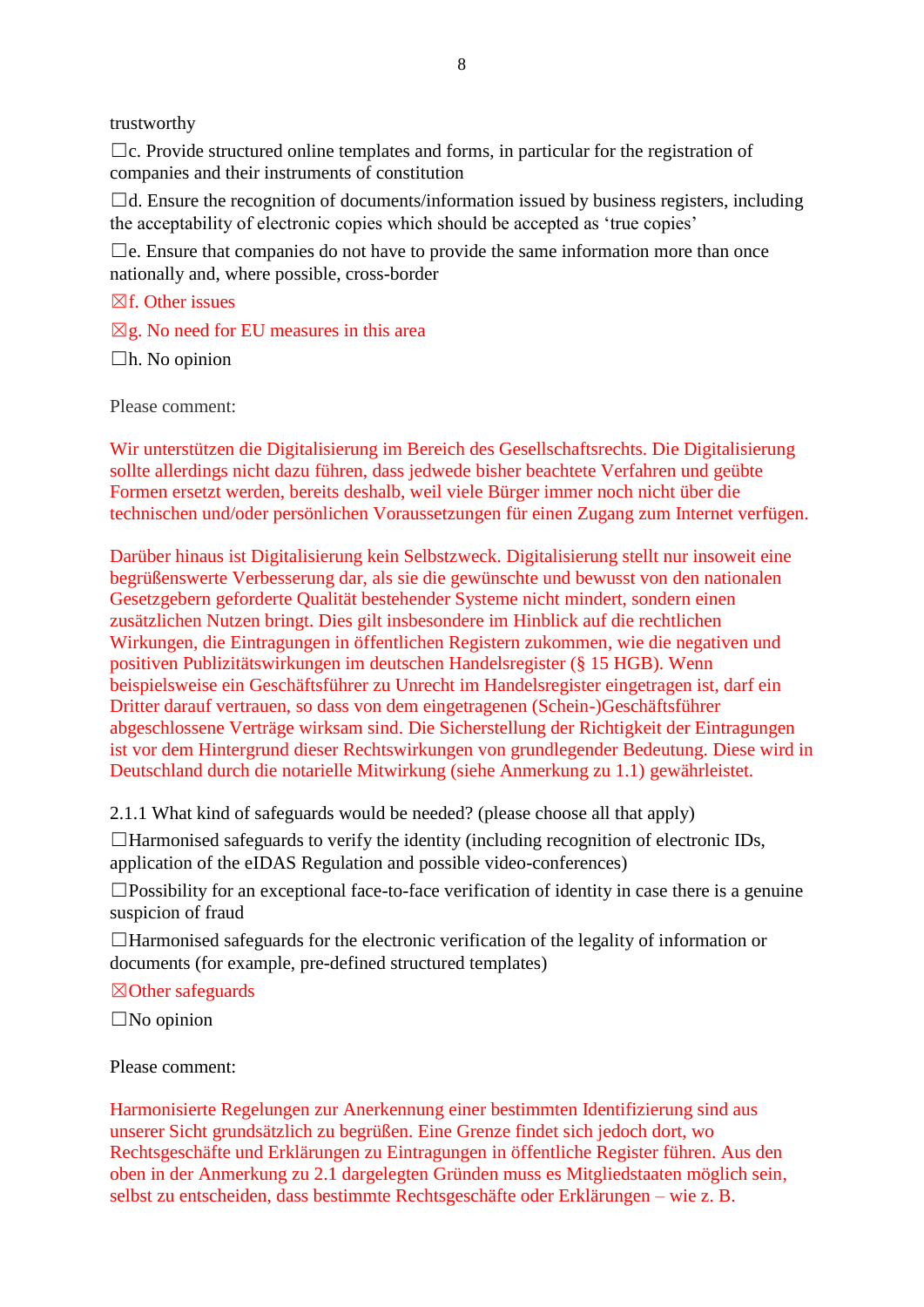trustworthy

☐c. Provide structured online templates and forms, in particular for the registration of companies and their instruments of constitution

☐d. Ensure the recognition of documents/information issued by business registers, including the acceptability of electronic copies which should be accepted as 'true copies'

☐e. Ensure that companies do not have to provide the same information more than once nationally and, where possible, cross-border

☒f. Other issues

☒g. No need for EU measures in this area

☐h. No opinion

Please comment:

Wir unterstützen die Digitalisierung im Bereich des Gesellschaftsrechts. Die Digitalisierung sollte allerdings nicht dazu führen, dass jedwede bisher beachtete Verfahren und geübte Formen ersetzt werden, bereits deshalb, weil viele Bürger immer noch nicht über die technischen und/oder persönlichen Voraussetzungen für einen Zugang zum Internet verfügen.

Darüber hinaus ist Digitalisierung kein Selbstzweck. Digitalisierung stellt nur insoweit eine begrüßenswerte Verbesserung dar, als sie die gewünschte und bewusst von den nationalen Gesetzgebern geforderte Qualität bestehender Systeme nicht mindert, sondern einen zusätzlichen Nutzen bringt. Dies gilt insbesondere im Hinblick auf die rechtlichen Wirkungen, die Eintragungen in öffentlichen Registern zukommen, wie die negativen und positiven Publizitätswirkungen im deutschen Handelsregister (§ 15 HGB). Wenn beispielsweise ein Geschäftsführer zu Unrecht im Handelsregister eingetragen ist, darf ein Dritter darauf vertrauen, so dass von dem eingetragenen (Schein-)Geschäftsführer abgeschlossene Verträge wirksam sind. Die Sicherstellung der Richtigkeit der Eintragungen ist vor dem Hintergrund dieser Rechtswirkungen von grundlegender Bedeutung. Diese wird in Deutschland durch die notarielle Mitwirkung (siehe Anmerkung zu 1.1) gewährleistet.

2.1.1 What kind of safeguards would be needed? (please choose all that apply)

☐Harmonised safeguards to verify the identity (including recognition of electronic IDs, application of the eIDAS Regulation and possible video-conferences)

☐Possibility for an exceptional face-to-face verification of identity in case there is a genuine suspicion of fraud

☐Harmonised safeguards for the electronic verification of the legality of information or documents (for example, pre-defined structured templates)

☒Other safeguards

☐No opinion

Please comment:

Harmonisierte Regelungen zur Anerkennung einer bestimmten Identifizierung sind aus unserer Sicht grundsätzlich zu begrüßen. Eine Grenze findet sich jedoch dort, wo Rechtsgeschäfte und Erklärungen zu Eintragungen in öffentliche Register führen. Aus den oben in der Anmerkung zu 2.1 dargelegten Gründen muss es Mitgliedstaaten möglich sein, selbst zu entscheiden, dass bestimmte Rechtsgeschäfte oder Erklärungen – wie z. B.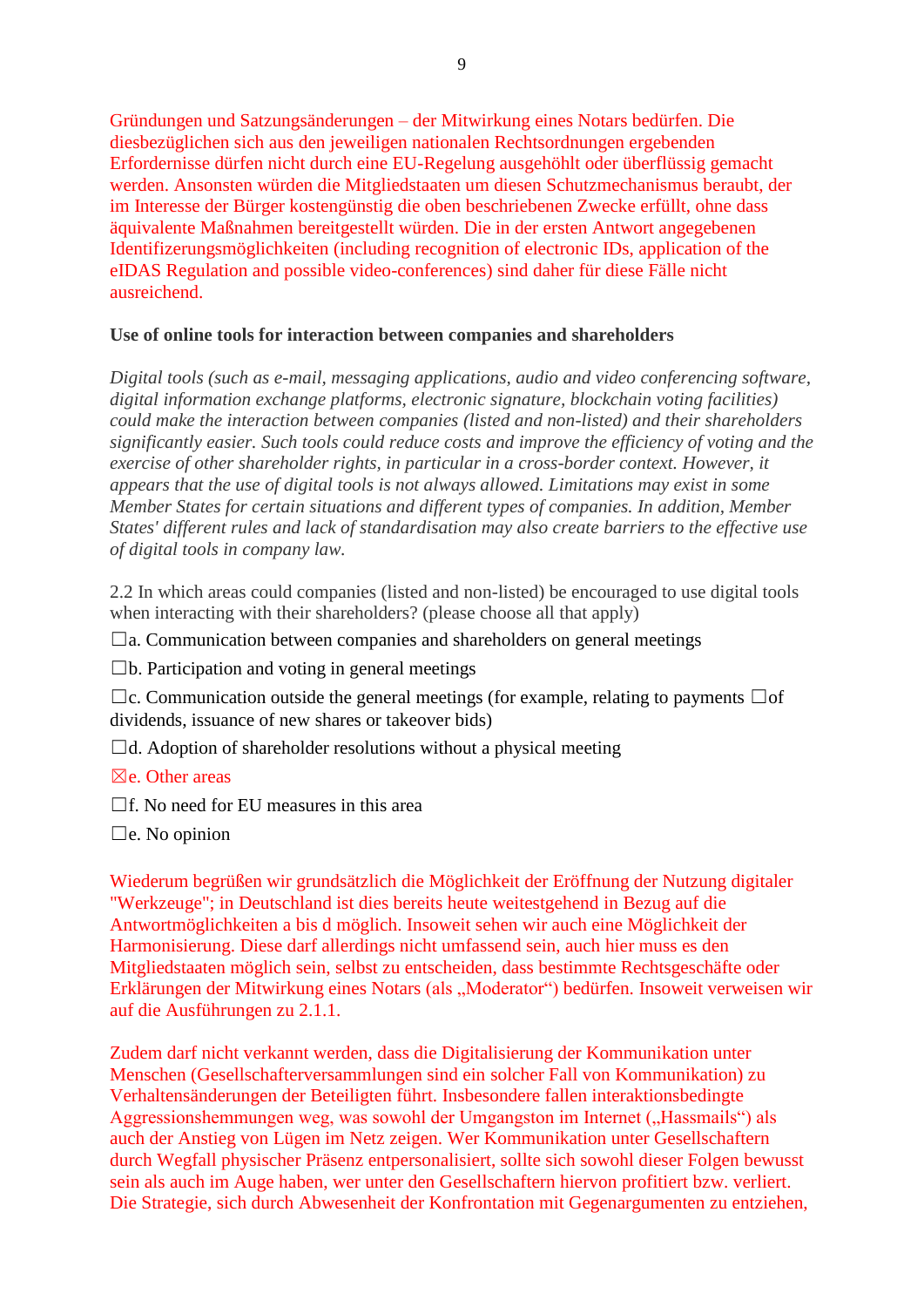Gründungen und Satzungsänderungen – der Mitwirkung eines Notars bedürfen. Die diesbezüglichen sich aus den jeweiligen nationalen Rechtsordnungen ergebenden Erfordernisse dürfen nicht durch eine EU-Regelung ausgehöhlt oder überflüssig gemacht werden. Ansonsten würden die Mitgliedstaaten um diesen Schutzmechanismus beraubt, der im Interesse der Bürger kostengünstig die oben beschriebenen Zwecke erfüllt, ohne dass äquivalente Maßnahmen bereitgestellt würden. Die in der ersten Antwort angegebenen Identifizierungsmöglichkeiten (including recognition of electronic IDs, application of the eIDAS Regulation and possible video-conferences) sind daher für diese Fälle nicht ausreichend.

**Use of online tools for interaction between companies and shareholders**

*Digital tools (such as e-mail, messaging applications, audio and video conferencing software, digital information exchange platforms, electronic signature, blockchain voting facilities) could make the interaction between companies (listed and non-listed) and their shareholders significantly easier. Such tools could reduce costs and improve the efficiency of voting and the exercise of other shareholder rights, in particular in a cross-border context. However, it appears that the use of digital tools is not always allowed. Limitations may exist in some Member States for certain situations and different types of companies. In addition, Member States' different rules and lack of standardisation may also create barriers to the effective use of digital tools in company law.*

2.2 In which areas could companies (listed and non-listed) be encouraged to use digital tools when interacting with their shareholders? (please choose all that apply)

☐a. Communication between companies and shareholders on general meetings

☐b. Participation and voting in general meetings

☐c. Communication outside the general meetings (for example, relating to payments ☐of dividends, issuance of new shares or takeover bids)

☐d. Adoption of shareholder resolutions without a physical meeting

☒e. Other areas

☐f. No need for EU measures in this area

☐e. No opinion

Wiederum begrüßen wir grundsätzlich die Möglichkeit der Eröffnung der Nutzung digitaler "Werkzeuge"; in Deutschland ist dies bereits heute weitestgehend in Bezug auf die Antwortmöglichkeiten a bis d möglich. Insoweit sehen wir auch eine Möglichkeit der Harmonisierung. Diese darf allerdings nicht umfassend sein, auch hier muss es den Mitgliedstaaten möglich sein, selbst zu entscheiden, dass bestimmte Rechtsgeschäfte oder Erklärungen der Mitwirkung eines Notars (als „Moderator") bedürfen. Insoweit verweisen wir auf die Ausführungen zu 2.1.1.

Zudem darf nicht verkannt werden, dass die Digitalisierung der Kommunikation unter Menschen (Gesellschafterversammlungen sind ein solcher Fall von Kommunikation) zu Verhaltensänderungen der Beteiligten führt. Insbesondere fallen interaktionsbedingte Aggressionshemmungen weg, was sowohl der Umgangston im Internet („Hassmails") als auch der Anstieg von Lügen im Netz zeigen. Wer Kommunikation unter Gesellschaftern durch Wegfall physischer Präsenz entpersonalisiert, sollte sich sowohl dieser Folgen bewusst sein als auch im Auge haben, wer unter den Gesellschaftern hiervon profitiert bzw. verliert. Die Strategie, sich durch Abwesenheit der Konfrontation mit Gegenargumenten zu entziehen,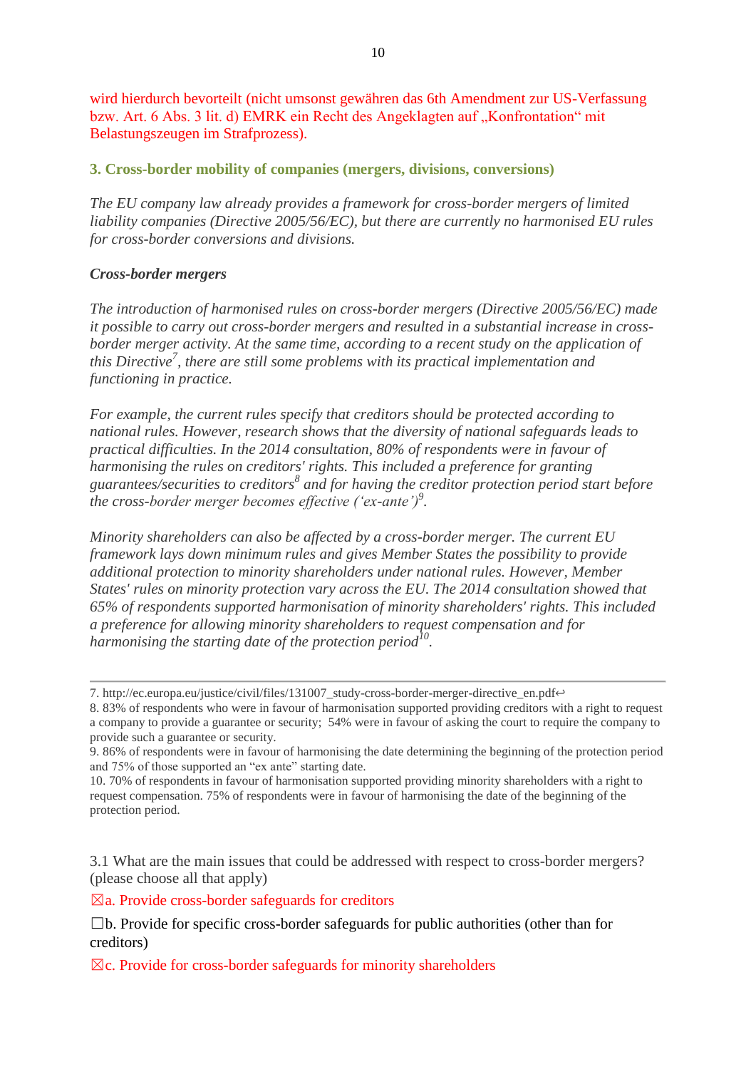wird hierdurch bevorteilt (nicht umsonst gewähren das 6th Amendment zur US-Verfassung bzw. Art. 6 Abs. 3 lit. d) EMRK ein Recht des Angeklagten auf „Konfrontation" mit Belastungszeugen im Strafprozess).

### 3. Cross-border mobility of companies (mergers, divisions, conversions)

*The EU company law already provides a framework for cross-border mergers of limited liability companies (Directive 2005/56/EC), but there are currently no harmonised EU rules for cross-border conversions and divisions.*

***Cross-border mergers***

*The introduction of harmonised rules on cross-border mergers (Directive 2005/56/EC) made it possible to carry out cross-border mergers and resulted in a substantial increase in cross-border merger activity. At the same time, according to a recent study on the application of this Directive[7], there are still some problems with its practical implementation and functioning in practice.*

*For example, the current rules specify that creditors should be protected according to national rules. However, research shows that the diversity of national safeguards leads to practical difficulties. In the 2014 consultation, 80% of respondents were in favour of harmonising the rules on creditors' rights. This included a preference for granting guarantees/securities to creditors[8] and for having the creditor protection period start before the cross-border merger becomes effective ('ex-ante')[9].*

*Minority shareholders can also be affected by a cross-border merger. The current EU framework lays down minimum rules and gives Member States the possibility to provide additional protection to minority shareholders under national rules. However, Member States' rules on minority protection vary across the EU. The 2014 consultation showed that 65% of respondents supported harmonisation of minority shareholders' rights. This included a preference for allowing minority shareholders to request compensation and for harmonising the starting date of the protection period[10].*

---

7. http://ec.europa.eu/justice/civil/files/131007_study-cross-border-merger-directive_en.pdf↩
8. 83% of respondents who were in favour of harmonisation supported providing creditors with a right to request a company to provide a guarantee or security; 54% were in favour of asking the court to require the company to provide such a guarantee or security.
9. 86% of respondents were in favour of harmonising the date determining the beginning of the protection period and 75% of those supported an "ex ante" starting date.
10. 70% of respondents in favour of harmonisation supported providing minority shareholders with a right to request compensation. 75% of respondents were in favour of harmonising the date of the beginning of the protection period.

3.1 What are the main issues that could be addressed with respect to cross-border mergers? (please choose all that apply)

☒a. Provide cross-border safeguards for creditors

☐b. Provide for specific cross-border safeguards for public authorities (other than for creditors)

☒c. Provide for cross-border safeguards for minority shareholders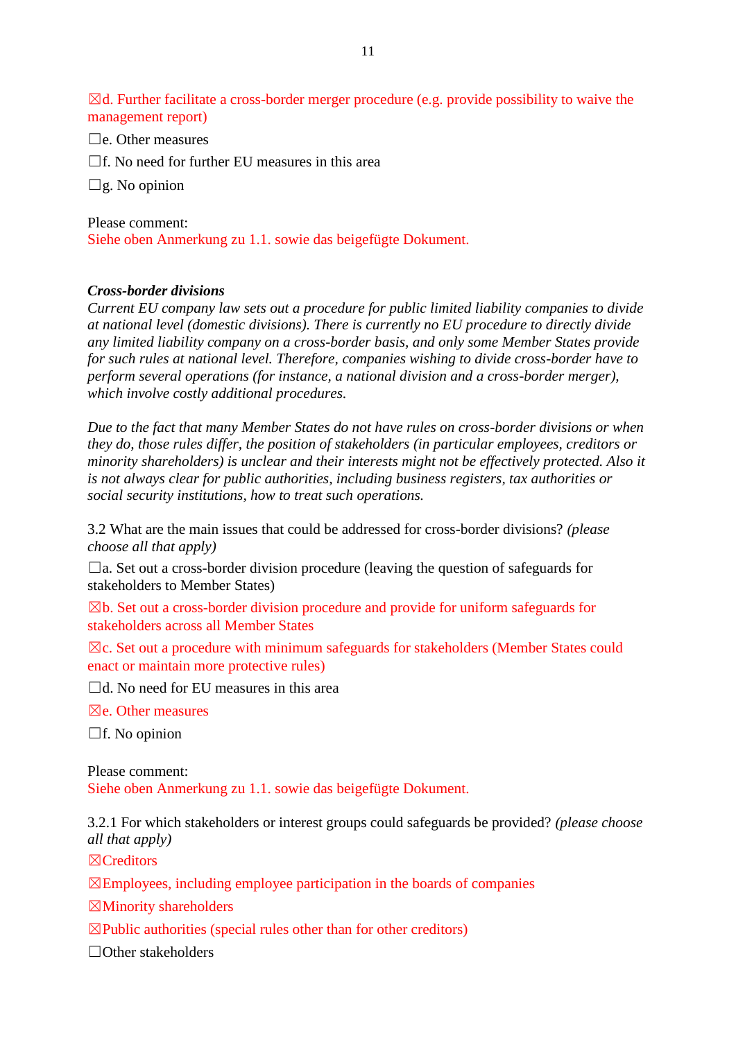☒d. Further facilitate a cross-border merger procedure (e.g. provide possibility to waive the management report)

☐e. Other measures

☐f. No need for further EU measures in this area

☐g. No opinion

Please comment:
Siehe oben Anmerkung zu 1.1. sowie das beigefügte Dokument.

***Cross-border divisions***

*Current EU company law sets out a procedure for public limited liability companies to divide at national level (domestic divisions). There is currently no EU procedure to directly divide any limited liability company on a cross-border basis, and only some Member States provide for such rules at national level. Therefore, companies wishing to divide cross-border have to perform several operations (for instance, a national division and a cross-border merger), which involve costly additional procedures.*

*Due to the fact that many Member States do not have rules on cross-border divisions or when they do, those rules differ, the position of stakeholders (in particular employees, creditors or minority shareholders) is unclear and their interests might not be effectively protected. Also it is not always clear for public authorities, including business registers, tax authorities or social security institutions, how to treat such operations.*

3.2 What are the main issues that could be addressed for cross-border divisions? *(please choose all that apply)*

☐a. Set out a cross-border division procedure (leaving the question of safeguards for stakeholders to Member States)

☒b. Set out a cross-border division procedure and provide for uniform safeguards for stakeholders across all Member States

☒c. Set out a procedure with minimum safeguards for stakeholders (Member States could enact or maintain more protective rules)

☐d. No need for EU measures in this area

☒e. Other measures

☐f. No opinion

Please comment:
Siehe oben Anmerkung zu 1.1. sowie das beigefügte Dokument.

3.2.1 For which stakeholders or interest groups could safeguards be provided? *(please choose all that apply)*

☒Creditors

☒Employees, including employee participation in the boards of companies

☒Minority shareholders

☒Public authorities (special rules other than for other creditors)

☐Other stakeholders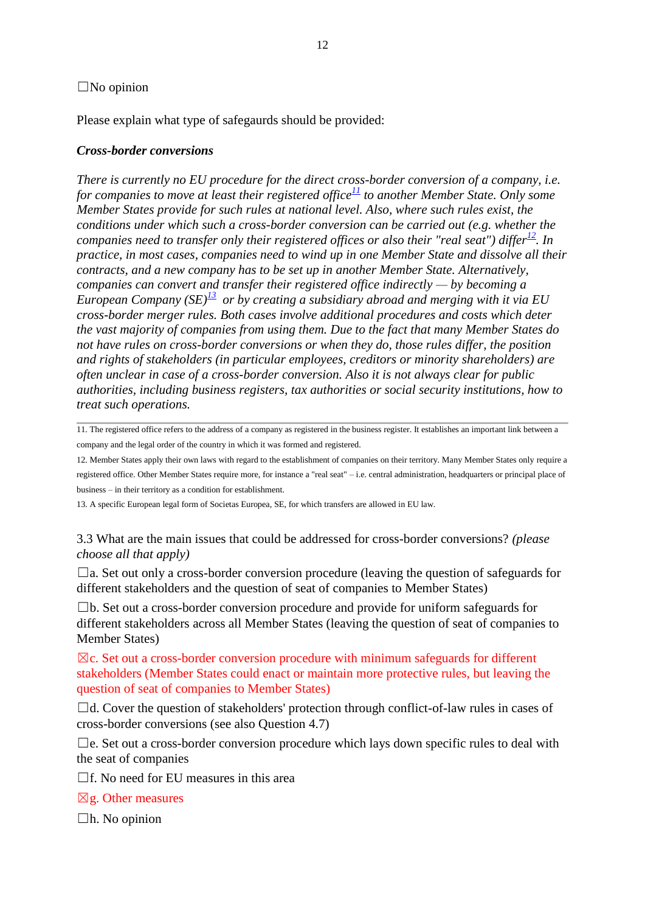☐No opinion

Please explain what type of safeguards should be provided:

***Cross-border conversions***

*There is currently no EU procedure for the direct cross-border conversion of a company, i.e. for companies to move at least their registered office*[11] *to another Member State. Only some Member States provide for such rules at national level. Also, where such rules exist, the conditions under which such a cross-border conversion can be carried out (e.g. whether the companies need to transfer only their registered offices or also their "real seat") differ*[12]*. In practice, in most cases, companies need to wind up in one Member State and dissolve all their contracts, and a new company has to be set up in another Member State. Alternatively, companies can convert and transfer their registered office indirectly — by becoming a European Company (SE)*[13] *or by creating a subsidiary abroad and merging with it via EU cross-border merger rules. Both cases involve additional procedures and costs which deter the vast majority of companies from using them. Due to the fact that many Member States do not have rules on cross-border conversions or when they do, those rules differ, the position and rights of stakeholders (in particular employees, creditors or minority shareholders) are often unclear in case of a cross-border conversion. Also it is not always clear for public authorities, including business registers, tax authorities or social security institutions, how to treat such operations.*

---

11. The registered office refers to the address of a company as registered in the business register. It establishes an important link between a company and the legal order of the country in which it was formed and registered.

12. Member States apply their own laws with regard to the establishment of companies on their territory. Many Member States only require a registered office. Other Member States require more, for instance a "real seat" – i.e. central administration, headquarters or principal place of business – in their territory as a condition for establishment.

13. A specific European legal form of Societas Europea, SE, for which transfers are allowed in EU law.

3.3 What are the main issues that could be addressed for cross-border conversions? *(please choose all that apply)*

☐a. Set out only a cross-border conversion procedure (leaving the question of safeguards for different stakeholders and the question of seat of companies to Member States)

☐b. Set out a cross-border conversion procedure and provide for uniform safeguards for different stakeholders across all Member States (leaving the question of seat of companies to Member States)

☒c. Set out a cross-border conversion procedure with minimum safeguards for different stakeholders (Member States could enact or maintain more protective rules, but leaving the question of seat of companies to Member States)

☐d. Cover the question of stakeholders' protection through conflict-of-law rules in cases of cross-border conversions (see also Question 4.7)

☐e. Set out a cross-border conversion procedure which lays down specific rules to deal with the seat of companies

☐f. No need for EU measures in this area

☒g. Other measures

☐h. No opinion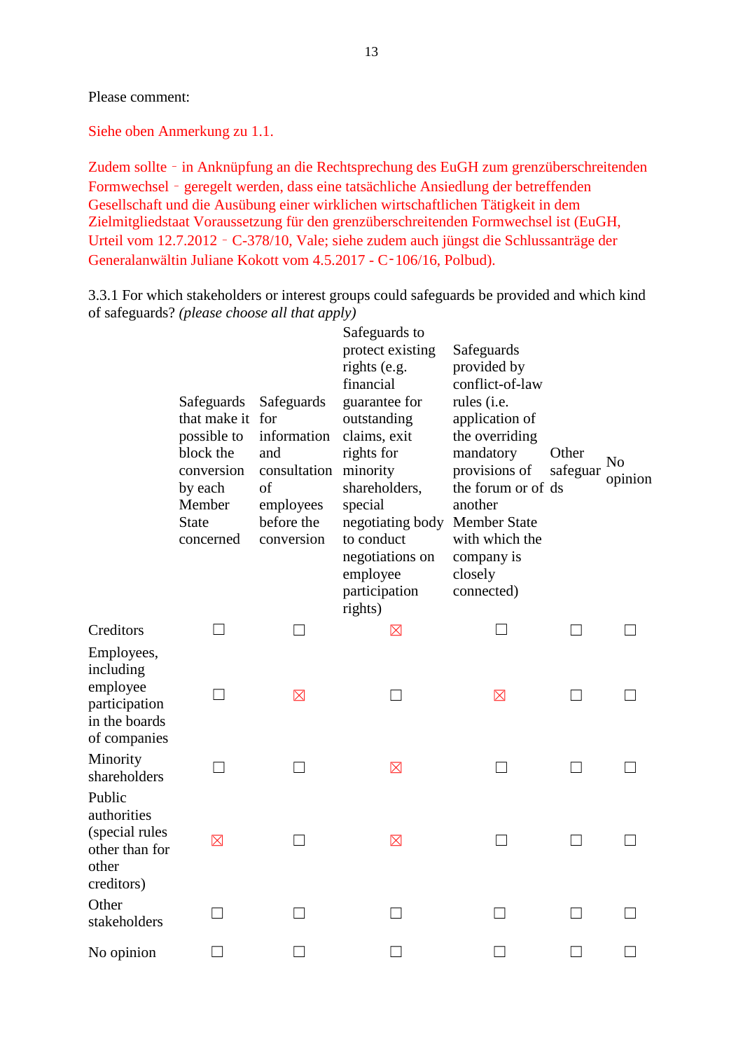Please comment:

Siehe oben Anmerkung zu 1.1.

Zudem sollte – in Anknüpfung an die Rechtsprechung des EuGH zum grenzüberschreitenden Formwechsel – geregelt werden, dass eine tatsächliche Ansiedlung der betreffenden Gesellschaft und die Ausübung einer wirklichen wirtschaftlichen Tätigkeit in dem Zielmitgliedstaat Voraussetzung für den grenzüberschreitenden Formwechsel ist (EuGH, Urteil vom 12.7.2012 – C-378/10, Vale; siehe zudem auch jüngst die Schlussanträge der Generalanwältin Juliane Kokott vom 4.5.2017 - C-106/16, Polbud).

3.3.1 For which stakeholders or interest groups could safeguards be provided and which kind of safeguards? *(please choose all that apply)*

| | Safeguards that make it possible to block the conversion by each Member State concerned | Safeguards for information and consultation of employees before the conversion | Safeguards to protect existing rights (e.g. financial guarantee for outstanding claims, exit rights for minority shareholders, special negotiating body to conduct negotiations on employee participation rights) | Safeguards provided by conflict-of-law rules (i.e. application of the overriding mandatory provisions of the forum or of another Member State with which the company is closely connected) | Other safeguards | No opinion |
|---|---|---|---|---|---|---|
| Creditors | ☐ | ☐ | ☒ | ☐ | ☐ | ☐ |
| Employees, including employee participation in the boards of companies | ☐ | ☒ | ☐ | ☒ | ☐ | ☐ |
| Minority shareholders | ☐ | ☐ | ☒ | ☐ | ☐ | ☐ |
| Public authorities (special rules other than for other creditors) | ☒ | ☐ | ☒ | ☐ | ☐ | ☐ |
| Other stakeholders | ☐ | ☐ | ☐ | ☐ | ☐ | ☐ |
| No opinion | ☐ | ☐ | ☐ | ☐ | ☐ | ☐ |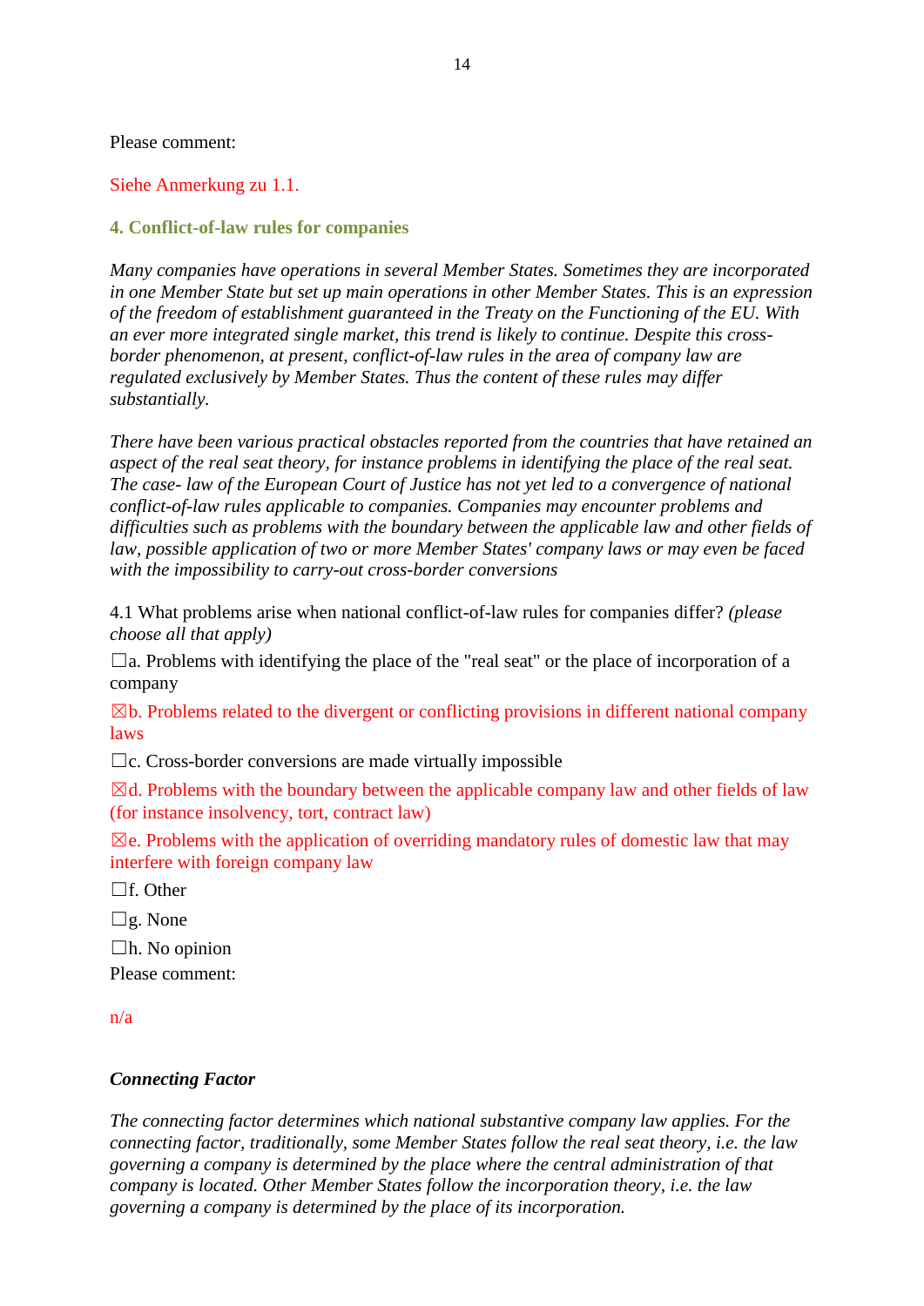Please comment:

Siehe Anmerkung zu 1.1.

### 4. Conflict-of-law rules for companies

*Many companies have operations in several Member States. Sometimes they are incorporated in one Member State but set up main operations in other Member States. This is an expression of the freedom of establishment guaranteed in the Treaty on the Functioning of the EU. With an ever more integrated single market, this trend is likely to continue. Despite this cross-border phenomenon, at present, conflict-of-law rules in the area of company law are regulated exclusively by Member States. Thus the content of these rules may differ substantially.*

*There have been various practical obstacles reported from the countries that have retained an aspect of the real seat theory, for instance problems in identifying the place of the real seat. The case- law of the European Court of Justice has not yet led to a convergence of national conflict-of-law rules applicable to companies. Companies may encounter problems and difficulties such as problems with the boundary between the applicable law and other fields of law, possible application of two or more Member States' company laws or may even be faced with the impossibility to carry-out cross-border conversions*

4.1 What problems arise when national conflict-of-law rules for companies differ? *(please choose all that apply)*

☐a. Problems with identifying the place of the "real seat" or the place of incorporation of a company

☒b. Problems related to the divergent or conflicting provisions in different national company laws

☐c. Cross-border conversions are made virtually impossible

☒d. Problems with the boundary between the applicable company law and other fields of law (for instance insolvency, tort, contract law)

☒e. Problems with the application of overriding mandatory rules of domestic law that may interfere with foreign company law

☐f. Other

☐g. None

☐h. No opinion

Please comment:

n/a

***Connecting Factor***

*The connecting factor determines which national substantive company law applies. For the connecting factor, traditionally, some Member States follow the real seat theory, i.e. the law governing a company is determined by the place where the central administration of that company is located. Other Member States follow the incorporation theory, i.e. the law governing a company is determined by the place of its incorporation.*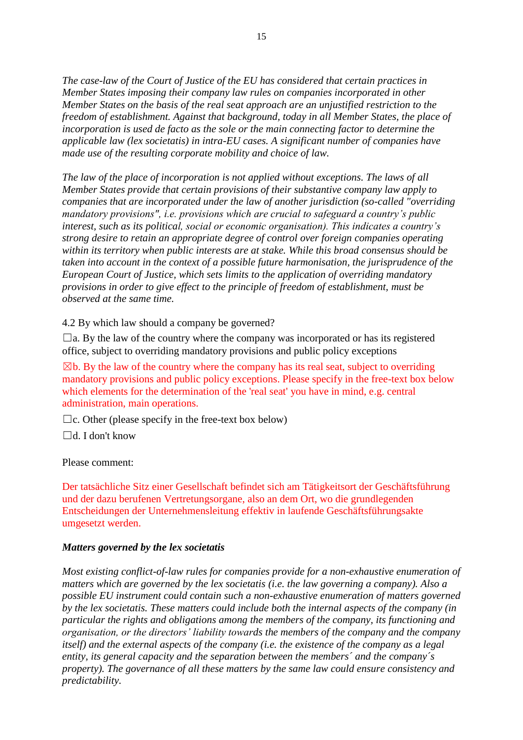*The case-law of the Court of Justice of the EU has considered that certain practices in Member States imposing their company law rules on companies incorporated in other Member States on the basis of the real seat approach are an unjustified restriction to the freedom of establishment. Against that background, today in all Member States, the place of incorporation is used de facto as the sole or the main connecting factor to determine the applicable law (lex societatis) in intra-EU cases. A significant number of companies have made use of the resulting corporate mobility and choice of law.*

*The law of the place of incorporation is not applied without exceptions. The laws of all Member States provide that certain provisions of their substantive company law apply to companies that are incorporated under the law of another jurisdiction (so-called "overriding mandatory provisions", i.e. provisions which are crucial to safeguard a country's public interest, such as its political, social or economic organisation). This indicates a country's strong desire to retain an appropriate degree of control over foreign companies operating within its territory when public interests are at stake. While this broad consensus should be taken into account in the context of a possible future harmonisation, the jurisprudence of the European Court of Justice, which sets limits to the application of overriding mandatory provisions in order to give effect to the principle of freedom of establishment, must be observed at the same time.*

4.2 By which law should a company be governed?

☐a. By the law of the country where the company was incorporated or has its registered office, subject to overriding mandatory provisions and public policy exceptions

☒b. By the law of the country where the company has its real seat, subject to overriding mandatory provisions and public policy exceptions. Please specify in the free-text box below which elements for the determination of the 'real seat' you have in mind, e.g. central administration, main operations.

☐c. Other (please specify in the free-text box below)

☐d. I don't know

Please comment:

Der tatsächliche Sitz einer Gesellschaft befindet sich am Tätigkeitsort der Geschäftsführung und der dazu berufenen Vertretungsorgane, also an dem Ort, wo die grundlegenden Entscheidungen der Unternehmensleitung effektiv in laufende Geschäftsführungsakte umgesetzt werden.

***Matters governed by the lex societatis***

*Most existing conflict-of-law rules for companies provide for a non-exhaustive enumeration of matters which are governed by the lex societatis (i.e. the law governing a company). Also a possible EU instrument could contain such a non-exhaustive enumeration of matters governed by the lex societatis. These matters could include both the internal aspects of the company (in particular the rights and obligations among the members of the company, its functioning and organisation, or the directors' liability towards the members of the company and the company itself) and the external aspects of the company (i.e. the existence of the company as a legal entity, its general capacity and the separation between the members´ and the company´s property). The governance of all these matters by the same law could ensure consistency and predictability.*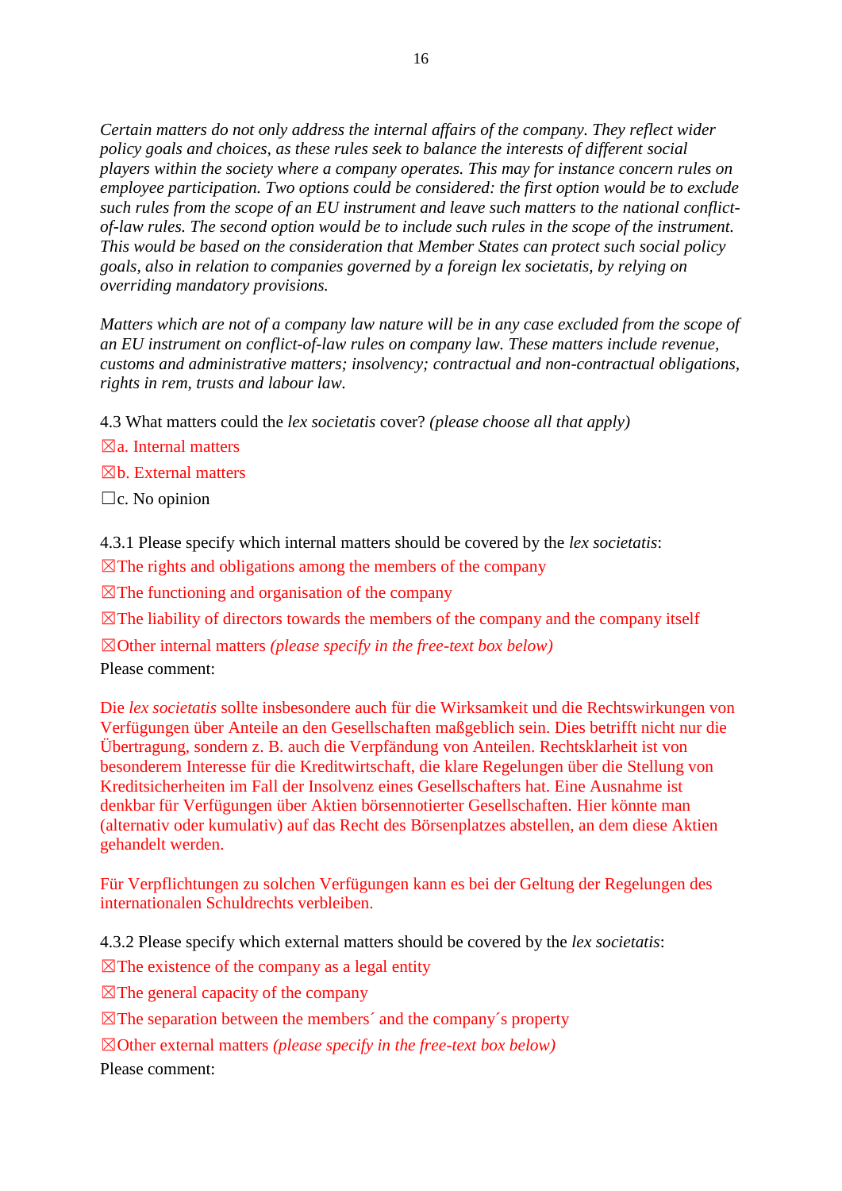*Certain matters do not only address the internal affairs of the company. They reflect wider policy goals and choices, as these rules seek to balance the interests of different social players within the society where a company operates. This may for instance concern rules on employee participation. Two options could be considered: the first option would be to exclude such rules from the scope of an EU instrument and leave such matters to the national conflict-of-law rules. The second option would be to include such rules in the scope of the instrument. This would be based on the consideration that Member States can protect such social policy goals, also in relation to companies governed by a foreign lex societatis, by relying on overriding mandatory provisions.*

*Matters which are not of a company law nature will be in any case excluded from the scope of an EU instrument on conflict-of-law rules on company law. These matters include revenue, customs and administrative matters; insolvency; contractual and non-contractual obligations, rights in rem, trusts and labour law.*

4.3 What matters could the *lex societatis* cover? *(please choose all that apply)*

☒a. Internal matters

☒b. External matters

☐c. No opinion

4.3.1 Please specify which internal matters should be covered by the *lex societatis*:

☒The rights and obligations among the members of the company

☒The functioning and organisation of the company

☒The liability of directors towards the members of the company and the company itself

☒Other internal matters *(please specify in the free-text box below)*

Please comment:

Die *lex societatis* sollte insbesondere auch für die Wirksamkeit und die Rechtswirkungen von Verfügungen über Anteile an den Gesellschaften maßgeblich sein. Dies betrifft nicht nur die Übertragung, sondern z. B. auch die Verpfändung von Anteilen. Rechtsklarheit ist von besonderem Interesse für die Kreditwirtschaft, die klare Regelungen über die Stellung von Kreditsicherheiten im Fall der Insolvenz eines Gesellschafters hat. Eine Ausnahme ist denkbar für Verfügungen über Aktien börsennotierter Gesellschaften. Hier könnte man (alternativ oder kumulativ) auf das Recht des Börsenplatzes abstellen, an dem diese Aktien gehandelt werden.

Für Verpflichtungen zu solchen Verfügungen kann es bei der Geltung der Regelungen des internationalen Schuldrechts verbleiben.

4.3.2 Please specify which external matters should be covered by the *lex societatis*:

☒The existence of the company as a legal entity

☒The general capacity of the company

☒The separation between the members´ and the company´s property

☒Other external matters *(please specify in the free-text box below)*

Please comment: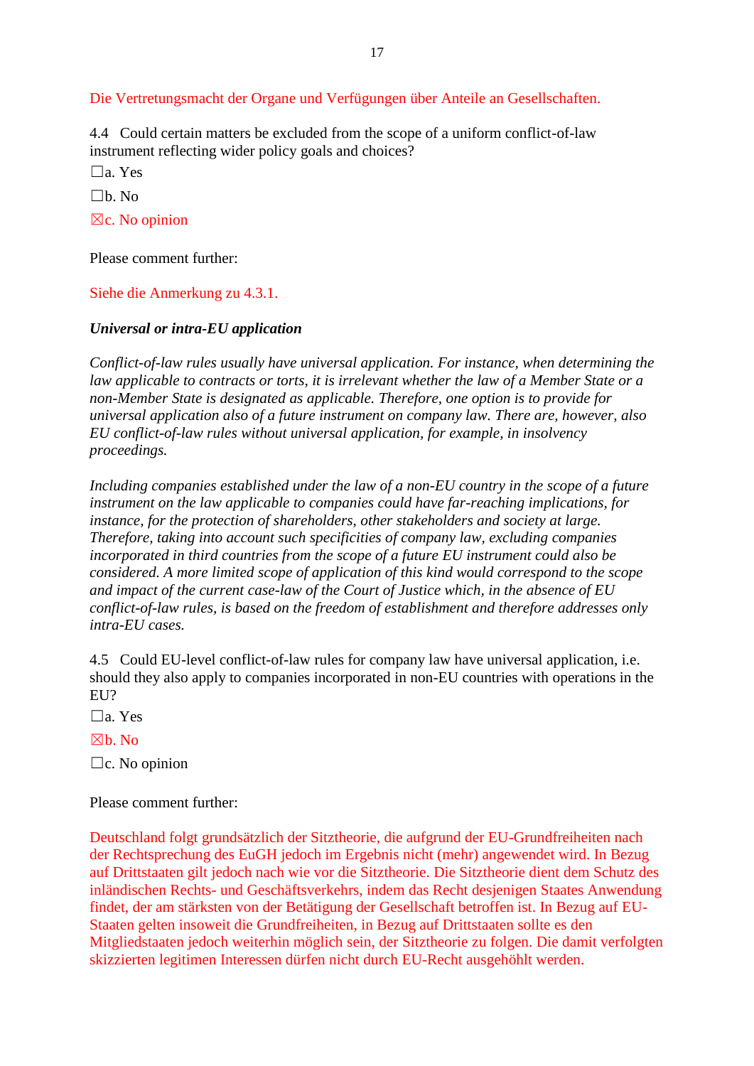Die Vertretungsmacht der Organe und Verfügungen über Anteile an Gesellschaften.

4.4 Could certain matters be excluded from the scope of a uniform conflict-of-law instrument reflecting wider policy goals and choices?

☐a. Yes

☐b. No

☒c. No opinion

Please comment further:

Siehe die Anmerkung zu 4.3.1.

***Universal or intra-EU application***

*Conflict-of-law rules usually have universal application. For instance, when determining the law applicable to contracts or torts, it is irrelevant whether the law of a Member State or a non-Member State is designated as applicable. Therefore, one option is to provide for universal application also of a future instrument on company law. There are, however, also EU conflict-of-law rules without universal application, for example, in insolvency proceedings.*

*Including companies established under the law of a non-EU country in the scope of a future instrument on the law applicable to companies could have far-reaching implications, for instance, for the protection of shareholders, other stakeholders and society at large. Therefore, taking into account such specificities of company law, excluding companies incorporated in third countries from the scope of a future EU instrument could also be considered. A more limited scope of application of this kind would correspond to the scope and impact of the current case-law of the Court of Justice which, in the absence of EU conflict-of-law rules, is based on the freedom of establishment and therefore addresses only intra-EU cases.*

4.5 Could EU-level conflict-of-law rules for company law have universal application, i.e. should they also apply to companies incorporated in non-EU countries with operations in the EU?

☐a. Yes

☒b. No

☐c. No opinion

Please comment further:

Deutschland folgt grundsätzlich der Sitztheorie, die aufgrund der EU-Grundfreiheiten nach der Rechtsprechung des EuGH jedoch im Ergebnis nicht (mehr) angewendet wird. In Bezug auf Drittstaaten gilt jedoch nach wie vor die Sitztheorie. Die Sitztheorie dient dem Schutz des inländischen Rechts- und Geschäftsverkehrs, indem das Recht desjenigen Staates Anwendung findet, der am stärksten von der Betätigung der Gesellschaft betroffen ist. In Bezug auf EU-Staaten gelten insoweit die Grundfreiheiten, in Bezug auf Drittstaaten sollte es den Mitgliedstaaten jedoch weiterhin möglich sein, der Sitztheorie zu folgen. Die damit verfolgten skizzierten legitimen Interessen dürfen nicht durch EU-Recht ausgehöhlt werden.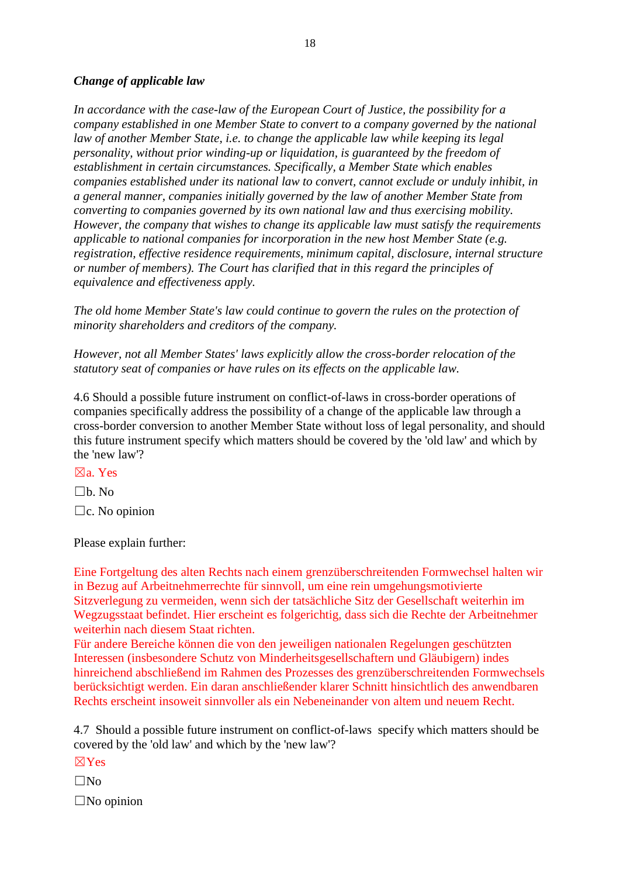***Change of applicable law***

*In accordance with the case-law of the European Court of Justice, the possibility for a company established in one Member State to convert to a company governed by the national law of another Member State, i.e. to change the applicable law while keeping its legal personality, without prior winding-up or liquidation, is guaranteed by the freedom of establishment in certain circumstances. Specifically, a Member State which enables companies established under its national law to convert, cannot exclude or unduly inhibit, in a general manner, companies initially governed by the law of another Member State from converting to companies governed by its own national law and thus exercising mobility. However, the company that wishes to change its applicable law must satisfy the requirements applicable to national companies for incorporation in the new host Member State (e.g. registration, effective residence requirements, minimum capital, disclosure, internal structure or number of members). The Court has clarified that in this regard the principles of equivalence and effectiveness apply.*

*The old home Member State's law could continue to govern the rules on the protection of minority shareholders and creditors of the company.*

*However, not all Member States' laws explicitly allow the cross-border relocation of the statutory seat of companies or have rules on its effects on the applicable law.*

4.6 Should a possible future instrument on conflict-of-laws in cross-border operations of companies specifically address the possibility of a change of the applicable law through a cross-border conversion to another Member State without loss of legal personality, and should this future instrument specify which matters should be covered by the 'old law' and which by the 'new law'?

☒a. Yes

☐b. No

☐c. No opinion

Please explain further:

Eine Fortgeltung des alten Rechts nach einem grenzüberschreitenden Formwechsel halten wir in Bezug auf Arbeitnehmerrechte für sinnvoll, um eine rein umgehungsmotivierte Sitzverlegung zu vermeiden, wenn sich der tatsächliche Sitz der Gesellschaft weiterhin im Wegzugsstaat befindet. Hier erscheint es folgerichtig, dass sich die Rechte der Arbeitnehmer weiterhin nach diesem Staat richten.
Für andere Bereiche können die von den jeweiligen nationalen Regelungen geschützten Interessen (insbesondere Schutz von Minderheitsgesellschaftern und Gläubigern) indes hinreichend abschließend im Rahmen des Prozesses des grenzüberschreitenden Formwechsels berücksichtigt werden. Ein daran anschließender klarer Schnitt hinsichtlich des anwendbaren Rechts erscheint insoweit sinnvoller als ein Nebeneinander von altem und neuem Recht.

4.7 Should a possible future instrument on conflict-of-laws specify which matters should be covered by the 'old law' and which by the 'new law'?

☒Yes

☐No

☐No opinion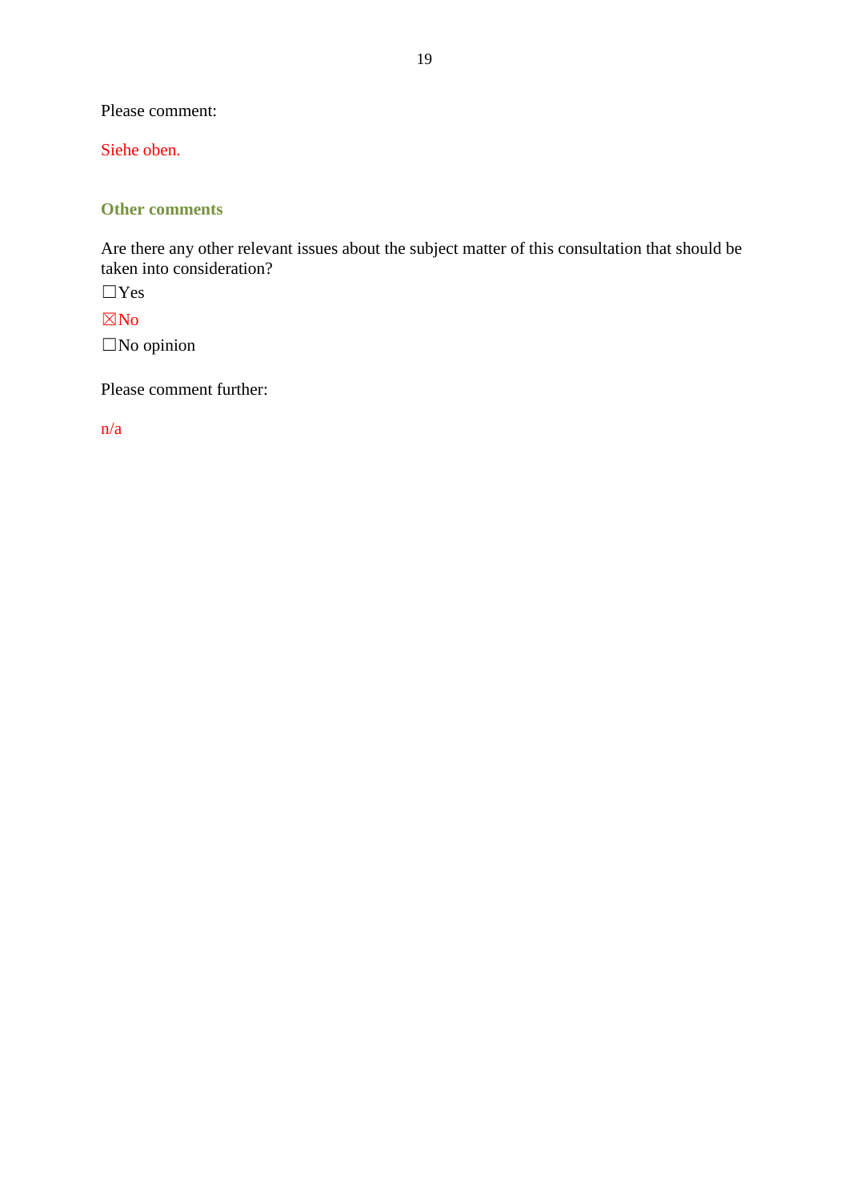Please comment:

Siehe oben.

## Other comments

Are there any other relevant issues about the subject matter of this consultation that should be taken into consideration?

☐Yes

☒No

☐No opinion

Please comment further:

n/a